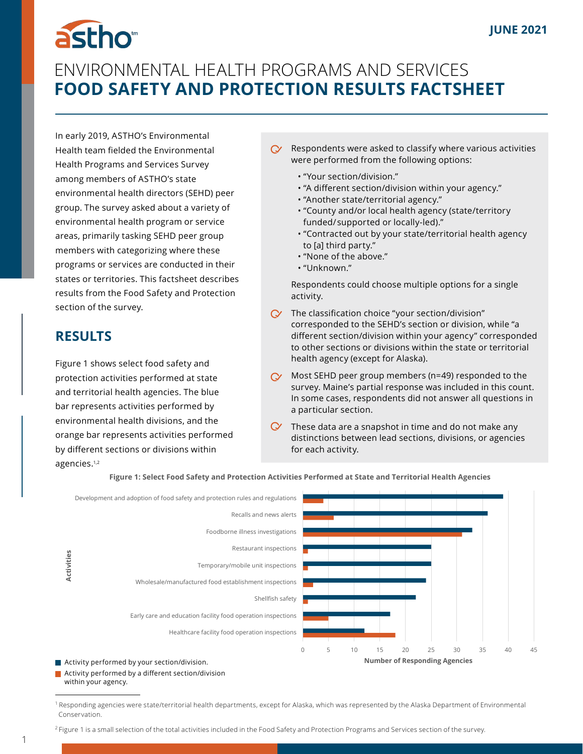JUNE 2021

# ENVIRONMENTAL HEALTH PROGRAMS AND SERVICES
# FOOD SAFETY AND PROTECTION RESULTS FACTSHEET

In early 2019, ASTHO's Environmental Health team fielded the Environmental Health Programs and Services Survey among members of ASTHO's state environmental health directors (SEHD) peer group. The survey asked about a variety of environmental health program or service areas, primarily tasking SEHD peer group members with categorizing where these programs or services are conducted in their states or territories. This factsheet describes results from the Food Safety and Protection section of the survey.

- Respondents were asked to classify where various activities were performed from the following options:
  - "Your section/division."
  - "A different section/division within your agency."
  - "Another state/territorial agency."
  - "County and/or local health agency (state/territory funded/supported or locally-led)."
  - "Contracted out by your state/territorial health agency to [a] third party."
  - "None of the above."
  - "Unknown."

  Respondents could choose multiple options for a single activity.
- The classification choice "your section/division" corresponded to the SEHD's section or division, while "a different section/division within your agency" corresponded to other sections or divisions within the state or territorial health agency (except for Alaska).
- Most SEHD peer group members (n=49) responded to the survey. Maine's partial response was included in this count. In some cases, respondents did not answer all questions in a particular section.
- These data are a snapshot in time and do not make any distinctions between lead sections, divisions, or agencies for each activity.

## RESULTS

Figure 1 shows select food safety and protection activities performed at state and territorial health agencies. The blue bar represents activities performed by environmental health divisions, and the orange bar represents activities performed by different sections or divisions within agencies.[1,2]

**Figure 1: Select Food Safety and Protection Activities Performed at State and Territorial Health Agencies**

| Activities | Activity performed by your section/division | Activity performed by a different section/division within your agency |
|---|---|---|
| Development and adoption of food safety and protection rules and regulations | 39 | 4 |
| Recalls and news alerts | 36 | 6 |
| Foodborne illness investigations | 33 | 31 |
| Restaurant inspections | 25 | 1 |
| Temporary/mobile unit inspections | 25 | 1 |
| Wholesale/manufactured food establishment inspections | 24 | 2 |
| Shellfish safety | 22 | 1 |
| Early care and education facility food operation inspections | 17 | 5 |
| Healthcare facility food operation inspections | 12 | 18 |

Number of Responding Agencies

[1] Responding agencies were state/territorial health departments, except for Alaska, which was represented by the Alaska Department of Environmental Conservation.

[2] Figure 1 is a small selection of the total activities included in the Food Safety and Protection Programs and Services section of the survey.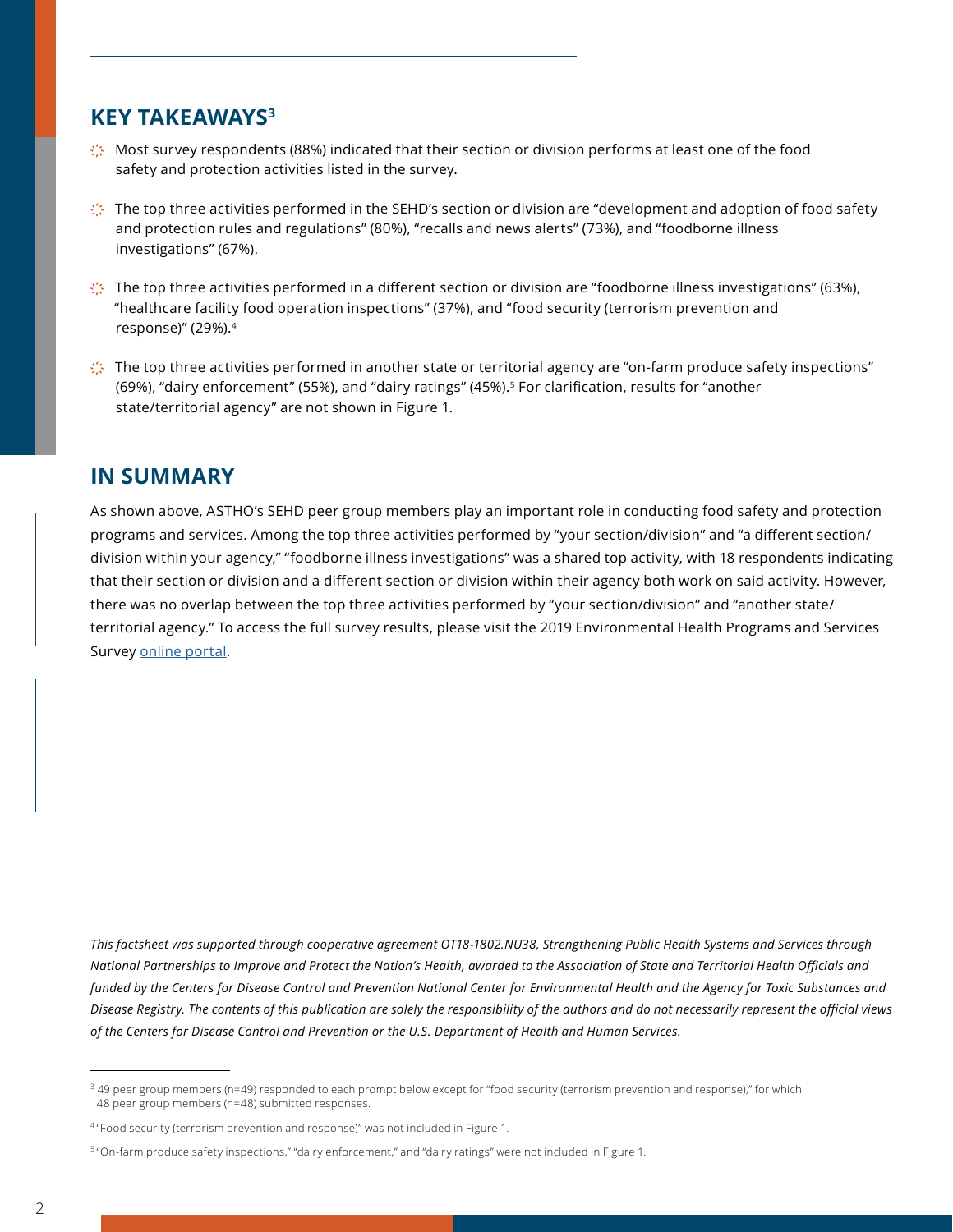## KEY TAKEAWAYS[3]

- Most survey respondents (88%) indicated that their section or division performs at least one of the food safety and protection activities listed in the survey.
- The top three activities performed in the SEHD's section or division are "development and adoption of food safety and protection rules and regulations" (80%), "recalls and news alerts" (73%), and "foodborne illness investigations" (67%).
- The top three activities performed in a different section or division are "foodborne illness investigations" (63%), "healthcare facility food operation inspections" (37%), and "food security (terrorism prevention and response)" (29%).[4]
- The top three activities performed in another state or territorial agency are "on-farm produce safety inspections" (69%), "dairy enforcement" (55%), and "dairy ratings" (45%).[5] For clarification, results for "another state/territorial agency" are not shown in Figure 1.

## IN SUMMARY

As shown above, ASTHO's SEHD peer group members play an important role in conducting food safety and protection programs and services. Among the top three activities performed by "your section/division" and "a different section/division within your agency," "foodborne illness investigations" was a shared top activity, with 18 respondents indicating that their section or division and a different section or division within their agency both work on said activity. However, there was no overlap between the top three activities performed by "your section/division" and "another state/territorial agency." To access the full survey results, please visit the 2019 Environmental Health Programs and Services Survey [online portal](#).

*This factsheet was supported through cooperative agreement OT18-1802.NU38, Strengthening Public Health Systems and Services through National Partnerships to Improve and Protect the Nation's Health, awarded to the Association of State and Territorial Health Officials and funded by the Centers for Disease Control and Prevention National Center for Environmental Health and the Agency for Toxic Substances and Disease Registry. The contents of this publication are solely the responsibility of the authors and do not necessarily represent the official views of the Centers for Disease Control and Prevention or the U.S. Department of Health and Human Services.*

---

[3] 49 peer group members (n=49) responded to each prompt below except for "food security (terrorism prevention and response)," for which 48 peer group members (n=48) submitted responses.

[4] "Food security (terrorism prevention and response)" was not included in Figure 1.

[5] "On-farm produce safety inspections," "dairy enforcement," and "dairy ratings" were not included in Figure 1.